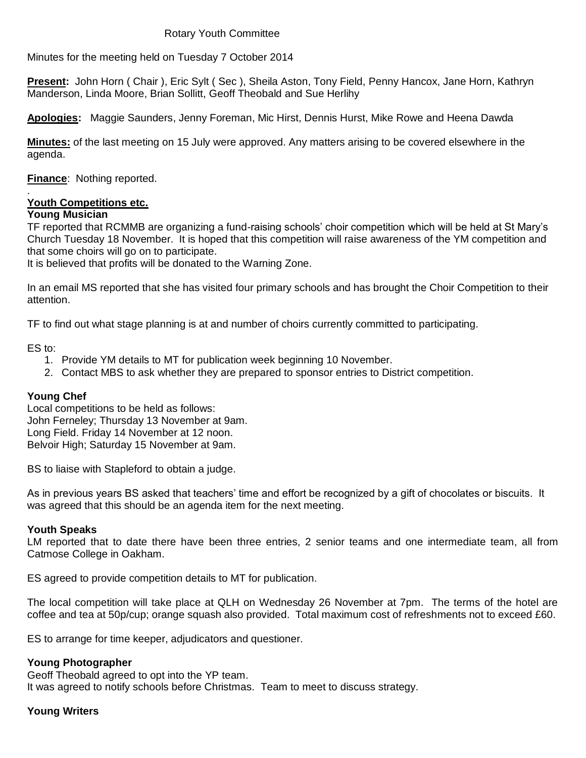Rotary Youth Committee

Minutes for the meeting held on Tuesday 7 October 2014

**Present:** John Horn ( Chair ), Eric Sylt ( Sec ), Sheila Aston, Tony Field, Penny Hancox, Jane Horn, Kathryn Manderson, Linda Moore, Brian Sollitt, Geoff Theobald and Sue Herlihy

**Apologies:** Maggie Saunders, Jenny Foreman, Mic Hirst, Dennis Hurst, Mike Rowe and Heena Dawda

**Minutes:** of the last meeting on 15 July were approved. Any matters arising to be covered elsewhere in the agenda.

**Finance**: Nothing reported.

.

**Youth Competitions etc.**

**Young Musician**

TF reported that RCMMB are organizing a fund-raising schools' choir competition which will be held at St Mary's Church Tuesday 18 November. It is hoped that this competition will raise awareness of the YM competition and that some choirs will go on to participate.

It is believed that profits will be donated to the Warning Zone.

In an email MS reported that she has visited four primary schools and has brought the Choir Competition to their attention.

TF to find out what stage planning is at and number of choirs currently committed to participating.

ES to:

1. Provide YM details to MT for publication week beginning 10 November.
2. Contact MBS to ask whether they are prepared to sponsor entries to District competition.

**Young Chef**

Local competitions to be held as follows:
John Ferneley; Thursday 13 November at 9am.
Long Field. Friday 14 November at 12 noon.
Belvoir High; Saturday 15 November at 9am.

BS to liaise with Stapleford to obtain a judge.

As in previous years BS asked that teachers' time and effort be recognized by a gift of chocolates or biscuits. It was agreed that this should be an agenda item for the next meeting.

**Youth Speaks**

LM reported that to date there have been three entries, 2 senior teams and one intermediate team, all from Catmose College in Oakham.

ES agreed to provide competition details to MT for publication.

The local competition will take place at QLH on Wednesday 26 November at 7pm. The terms of the hotel are coffee and tea at 50p/cup; orange squash also provided. Total maximum cost of refreshments not to exceed £60.

ES to arrange for time keeper, adjudicators and questioner.

**Young Photographer**

Geoff Theobald agreed to opt into the YP team.
It was agreed to notify schools before Christmas. Team to meet to discuss strategy.

**Young Writers**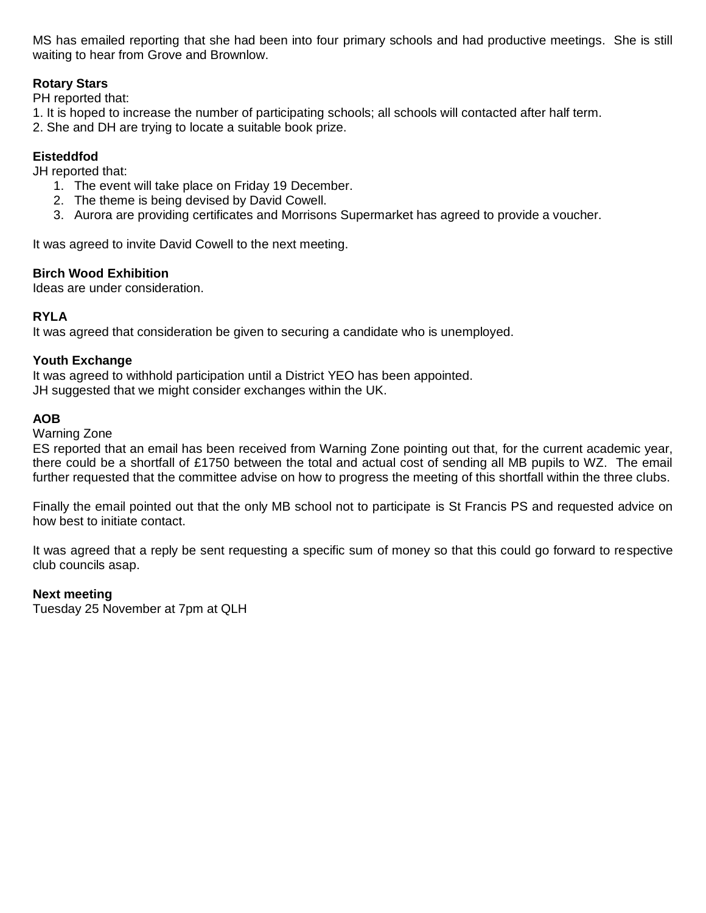MS has emailed reporting that she had been into four primary schools and had productive meetings. She is still waiting to hear from Grove and Brownlow.

**Rotary Stars**

PH reported that:

1. It is hoped to increase the number of participating schools; all schools will contacted after half term.
2. She and DH are trying to locate a suitable book prize.

**Eisteddfod**

JH reported that:

1. The event will take place on Friday 19 December.
2. The theme is being devised by David Cowell.
3. Aurora are providing certificates and Morrisons Supermarket has agreed to provide a voucher.

It was agreed to invite David Cowell to the next meeting.

**Birch Wood Exhibition**

Ideas are under consideration.

**RYLA**

It was agreed that consideration be given to securing a candidate who is unemployed.

**Youth Exchange**

It was agreed to withhold participation until a District YEO has been appointed.
JH suggested that we might consider exchanges within the UK.

**AOB**

Warning Zone

ES reported that an email has been received from Warning Zone pointing out that, for the current academic year, there could be a shortfall of £1750 between the total and actual cost of sending all MB pupils to WZ. The email further requested that the committee advise on how to progress the meeting of this shortfall within the three clubs.

Finally the email pointed out that the only MB school not to participate is St Francis PS and requested advice on how best to initiate contact.

It was agreed that a reply be sent requesting a specific sum of money so that this could go forward to respective club councils asap.

**Next meeting**

Tuesday 25 November at 7pm at QLH